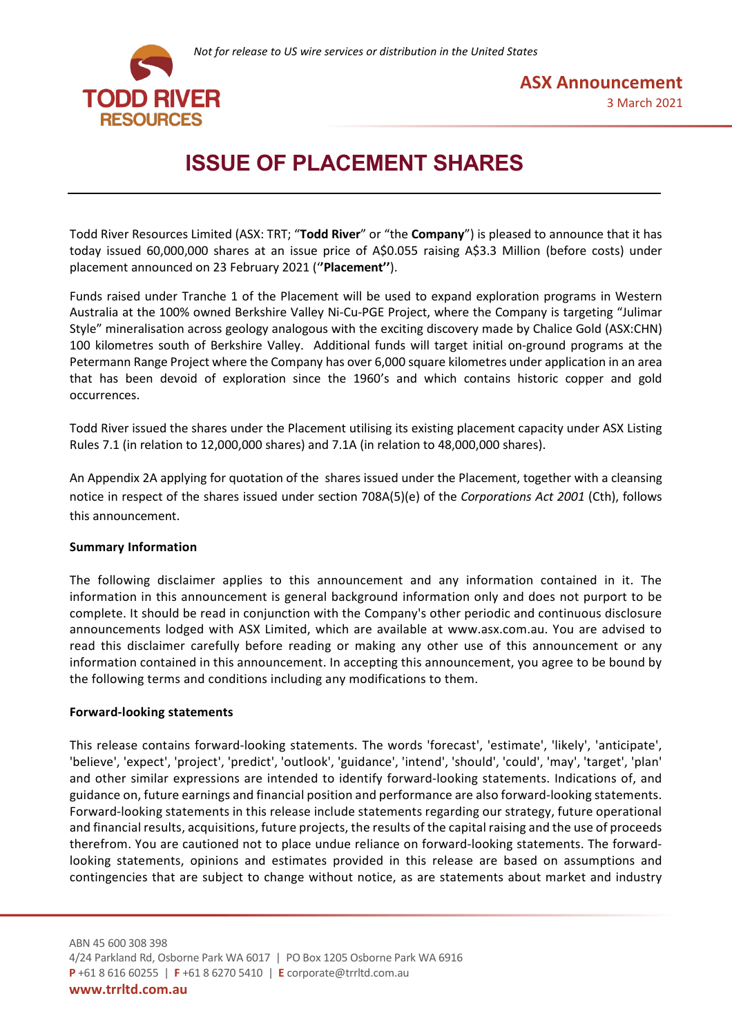*Not for release to US wire services or distribution in the United States*

**ASX Announcement**
3 March 2021

# ISSUE OF PLACEMENT SHARES

Todd River Resources Limited (ASX: TRT; "**Todd River**" or "the **Company**") is pleased to announce that it has today issued 60,000,000 shares at an issue price of A$0.055 raising A$3.3 Million (before costs) under placement announced on 23 February 2021 ("**Placement**").

Funds raised under Tranche 1 of the Placement will be used to expand exploration programs in Western Australia at the 100% owned Berkshire Valley Ni-Cu-PGE Project, where the Company is targeting "Julimar Style" mineralisation across geology analogous with the exciting discovery made by Chalice Gold (ASX:CHN) 100 kilometres south of Berkshire Valley. Additional funds will target initial on-ground programs at the Petermann Range Project where the Company has over 6,000 square kilometres under application in an area that has been devoid of exploration since the 1960's and which contains historic copper and gold occurrences.

Todd River issued the shares under the Placement utilising its existing placement capacity under ASX Listing Rules 7.1 (in relation to 12,000,000 shares) and 7.1A (in relation to 48,000,000 shares).

An Appendix 2A applying for quotation of the shares issued under the Placement, together with a cleansing notice in respect of the shares issued under section 708A(5)(e) of the *Corporations Act 2001* (Cth), follows this announcement.

**Summary Information**

The following disclaimer applies to this announcement and any information contained in it. The information in this announcement is general background information only and does not purport to be complete. It should be read in conjunction with the Company's other periodic and continuous disclosure announcements lodged with ASX Limited, which are available at www.asx.com.au. You are advised to read this disclaimer carefully before reading or making any other use of this announcement or any information contained in this announcement. In accepting this announcement, you agree to be bound by the following terms and conditions including any modifications to them.

**Forward-looking statements**

This release contains forward-looking statements. The words 'forecast', 'estimate', 'likely', 'anticipate', 'believe', 'expect', 'project', 'predict', 'outlook', 'guidance', 'intend', 'should', 'could', 'may', 'target', 'plan' and other similar expressions are intended to identify forward-looking statements. Indications of, and guidance on, future earnings and financial position and performance are also forward-looking statements. Forward-looking statements in this release include statements regarding our strategy, future operational and financial results, acquisitions, future projects, the results of the capital raising and the use of proceeds therefrom. You are cautioned not to place undue reliance on forward-looking statements. The forward-looking statements, opinions and estimates provided in this release are based on assumptions and contingencies that are subject to change without notice, as are statements about market and industry

ABN 45 600 308 398
4/24 Parkland Rd, Osborne Park WA 6017 | PO Box 1205 Osborne Park WA 6916
**P** +61 8 616 60255 | **F** +61 8 6270 5410 | **E** corporate@trrltd.com.au
**www.trrltd.com.au**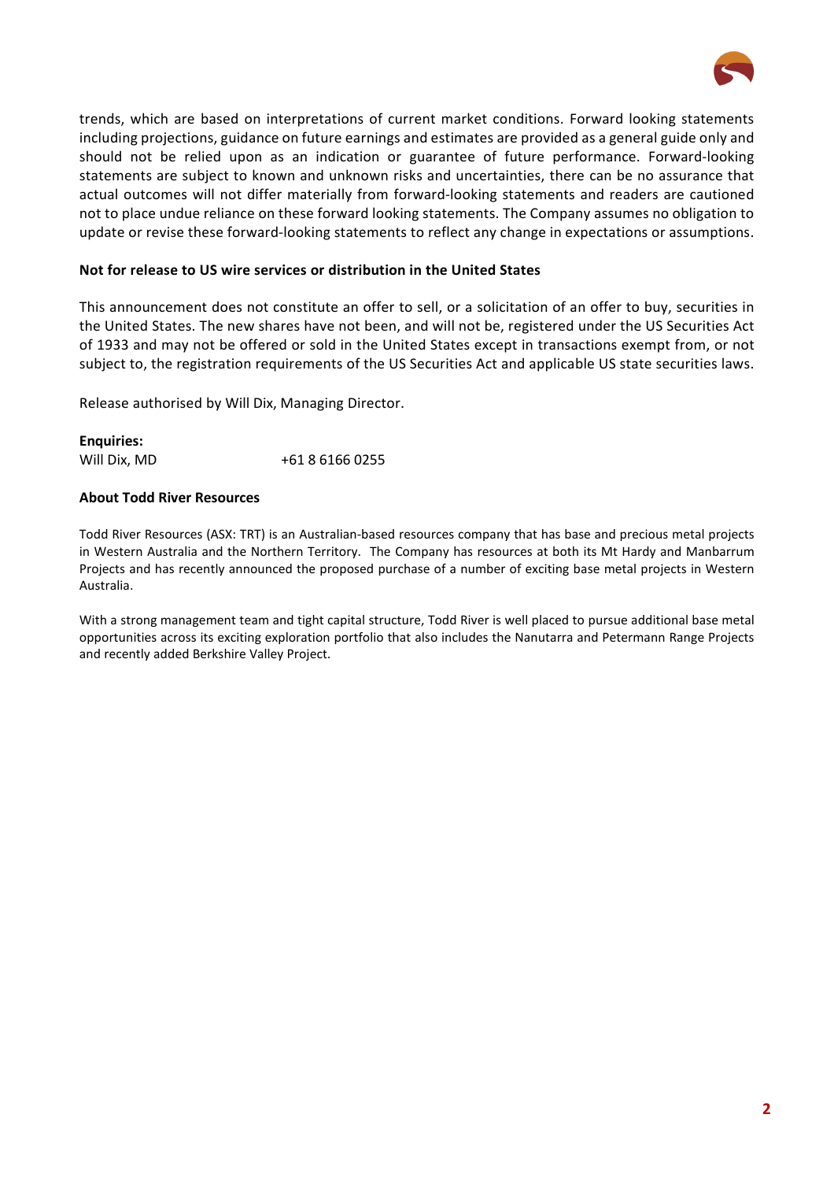trends, which are based on interpretations of current market conditions. Forward looking statements including projections, guidance on future earnings and estimates are provided as a general guide only and should not be relied upon as an indication or guarantee of future performance. Forward-looking statements are subject to known and unknown risks and uncertainties, there can be no assurance that actual outcomes will not differ materially from forward-looking statements and readers are cautioned not to place undue reliance on these forward looking statements. The Company assumes no obligation to update or revise these forward-looking statements to reflect any change in expectations or assumptions.

**Not for release to US wire services or distribution in the United States**

This announcement does not constitute an offer to sell, or a solicitation of an offer to buy, securities in the United States. The new shares have not been, and will not be, registered under the US Securities Act of 1933 and may not be offered or sold in the United States except in transactions exempt from, or not subject to, the registration requirements of the US Securities Act and applicable US state securities laws.

Release authorised by Will Dix, Managing Director.

**Enquiries:**

Will Dix, MD +61 8 6166 0255

**About Todd River Resources**

Todd River Resources (ASX: TRT) is an Australian-based resources company that has base and precious metal projects in Western Australia and the Northern Territory. The Company has resources at both its Mt Hardy and Manbarrum Projects and has recently announced the proposed purchase of a number of exciting base metal projects in Western Australia.

With a strong management team and tight capital structure, Todd River is well placed to pursue additional base metal opportunities across its exciting exploration portfolio that also includes the Nanutarra and Petermann Range Projects and recently added Berkshire Valley Project.